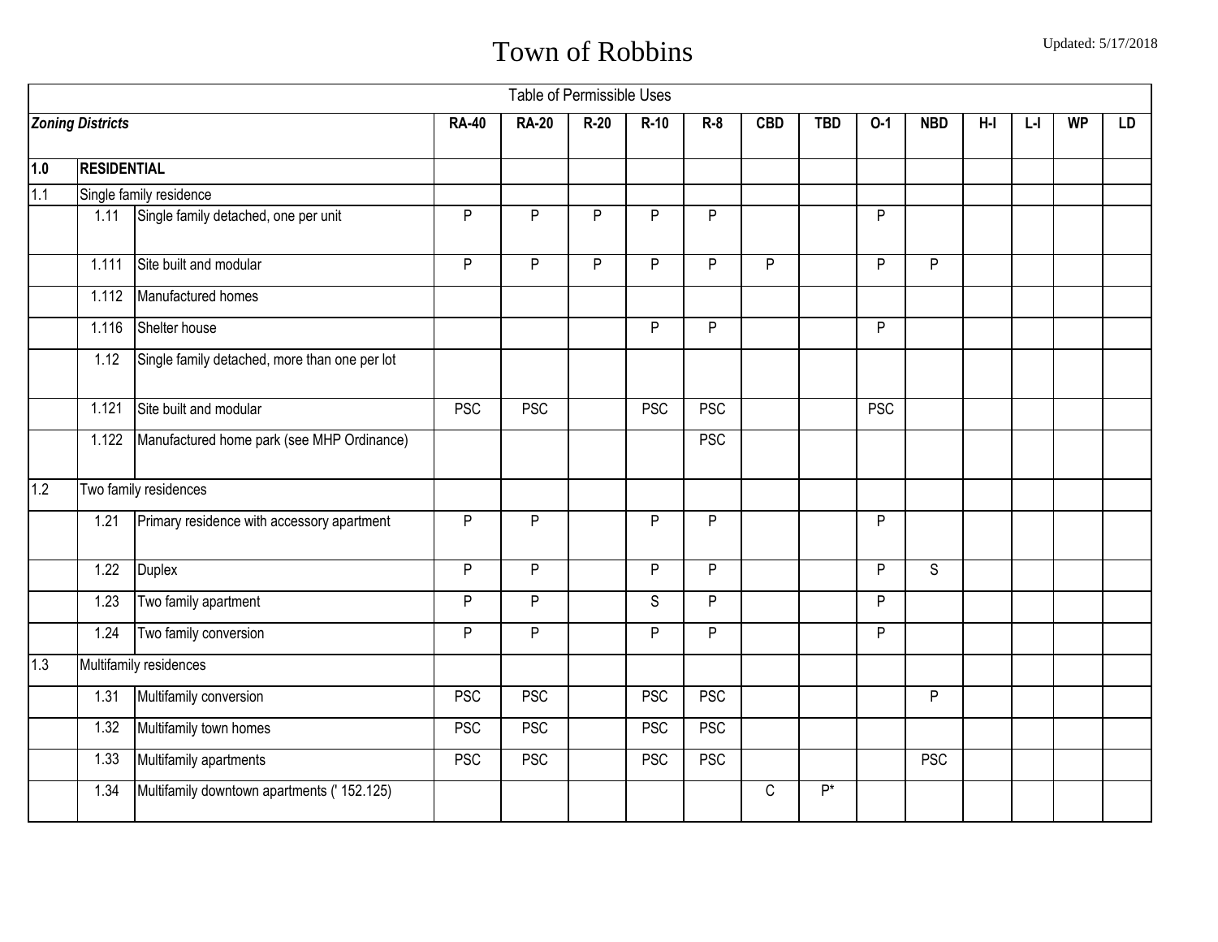# Town of Robbins

Updated: 5/17/2018

| Table of Permissible Uses | | | | | | | | | | | | | | | |
|---|---|---|---|---|---|---|---|---|---|---|---|---|---|---|---|
| ***Zoning Districts*** | | | **RA-40** | **RA-20** | **R-20** | **R-10** | **R-8** | **CBD** | **TBD** | **O-1** | **NBD** | **H-I** | **L-I** | **WP** | **LD** |
| **1.0** | **RESIDENTIAL** | | | | | | | | | | | | | | |
| 1.1 | Single family residence | | | | | | | | | | | | | | |
| | 1.11 | Single family detached, one per unit | P | P | P | P | P | | | P | | | | | |
| | 1.111 | Site built and modular | P | P | P | P | P | P | | P | P | | | | |
| | 1.112 | Manufactured homes | | | | | | | | | | | | | |
| | 1.116 | Shelter house | | | | P | P | | | P | | | | | |
| | 1.12 | Single family detached, more than one per lot | | | | | | | | | | | | | |
| | 1.121 | Site built and modular | PSC | PSC | | PSC | PSC | | | PSC | | | | | |
| | 1.122 | Manufactured home park (see MHP Ordinance) | | | | | PSC | | | | | | | | |
| 1.2 | Two family residences | | | | | | | | | | | | | | |
| | 1.21 | Primary residence with accessory apartment | P | P | | P | P | | | P | | | | | |
| | 1.22 | Duplex | P | P | | P | P | | | P | S | | | | |
| | 1.23 | Two family apartment | P | P | | S | P | | | P | | | | | |
| | 1.24 | Two family conversion | P | P | | P | P | | | P | | | | | |
| 1.3 | Multifamily residences | | | | | | | | | | | | | | |
| | 1.31 | Multifamily conversion | PSC | PSC | | PSC | PSC | | | | P | | | | |
| | 1.32 | Multifamily town homes | PSC | PSC | | PSC | PSC | | | | | | | | |
| | 1.33 | Multifamily apartments | PSC | PSC | | PSC | PSC | | | | PSC | | | | |
| | 1.34 | Multifamily downtown apartments (' 152.125) | | | | | | C | P* | | | | | | |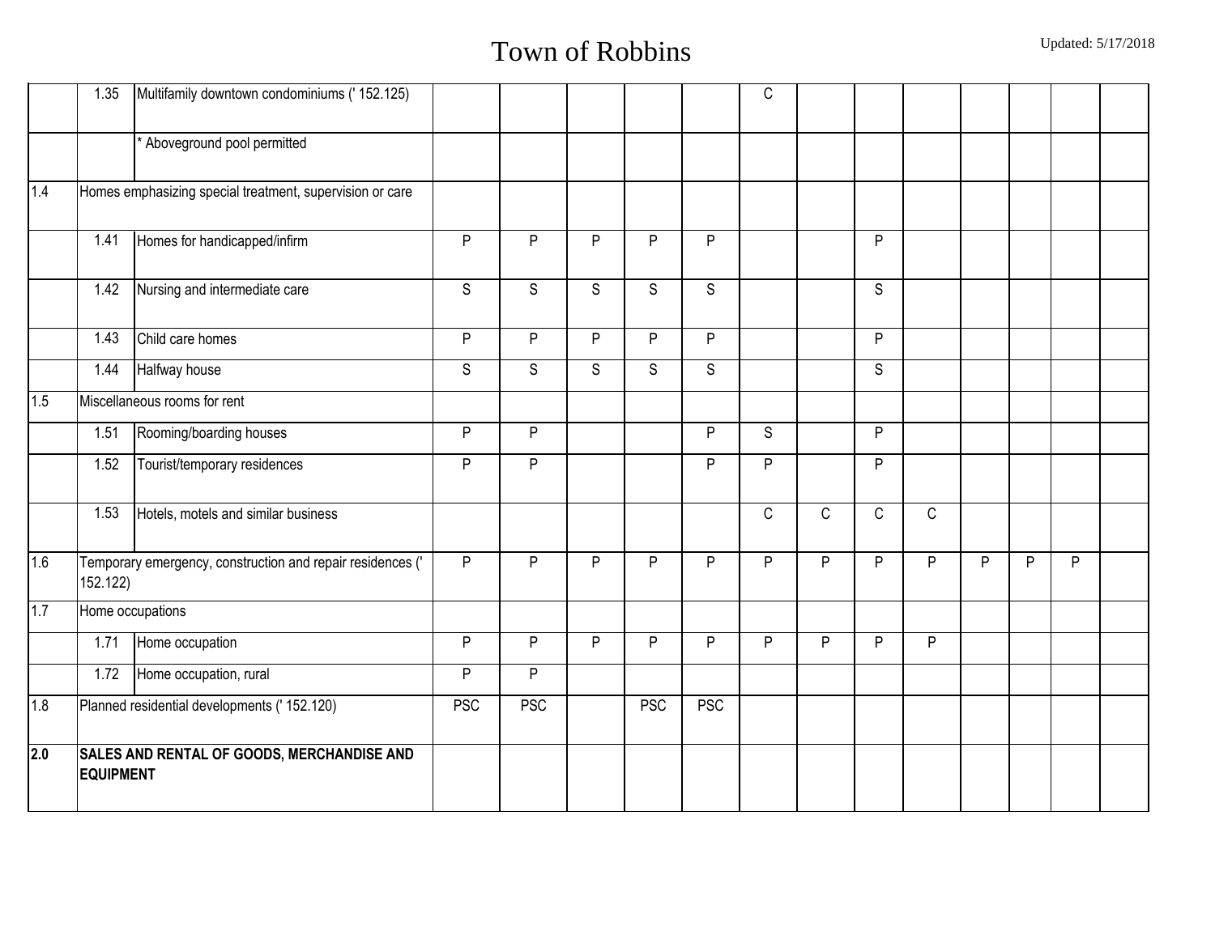| | | | | | | | | | | | | | | | |
|---|---|---|---|---|---|---|---|---|---|---|---|---|---|---|---|
| | 1.35 | Multifamily downtown condominiums (' 152.125) | | | | | | C | | | | | | | |
| | | * Aboveground pool permitted | | | | | | | | | | | | | |
| 1.4 | Homes emphasizing special treatment, supervision or care | | | | | | | | | | | | | | |
| | 1.41 | Homes for handicapped/infirm | P | P | P | P | P | | | P | | | | | |
| | 1.42 | Nursing and intermediate care | S | S | S | S | S | | | S | | | | | |
| | 1.43 | Child care homes | P | P | P | P | P | | | P | | | | | |
| | 1.44 | Halfway house | S | S | S | S | S | | | S | | | | | |
| 1.5 | Miscellaneous rooms for rent | | | | | | | | | | | | | | |
| | 1.51 | Rooming/boarding houses | P | P | | | P | S | | P | | | | | |
| | 1.52 | Tourist/temporary residences | P | P | | | P | P | | P | | | | | |
| | 1.53 | Hotels, motels and similar business | | | | | | C | C | C | C | | | | |
| 1.6 | Temporary emergency, construction and repair residences (' 152.122) | | P | P | P | P | P | P | P | P | P | P | P | P | |
| 1.7 | Home occupations | | | | | | | | | | | | | | |
| | 1.71 | Home occupation | P | P | P | P | P | P | P | P | P | | | | |
| | 1.72 | Home occupation, rural | P | P | | | | | | | | | | | |
| 1.8 | Planned residential developments (' 152.120) | | PSC | PSC | | PSC | PSC | | | | | | | | |
| **2.0** | **SALES AND RENTAL OF GOODS, MERCHANDISE AND EQUIPMENT** | | | | | | | | | | | | | | |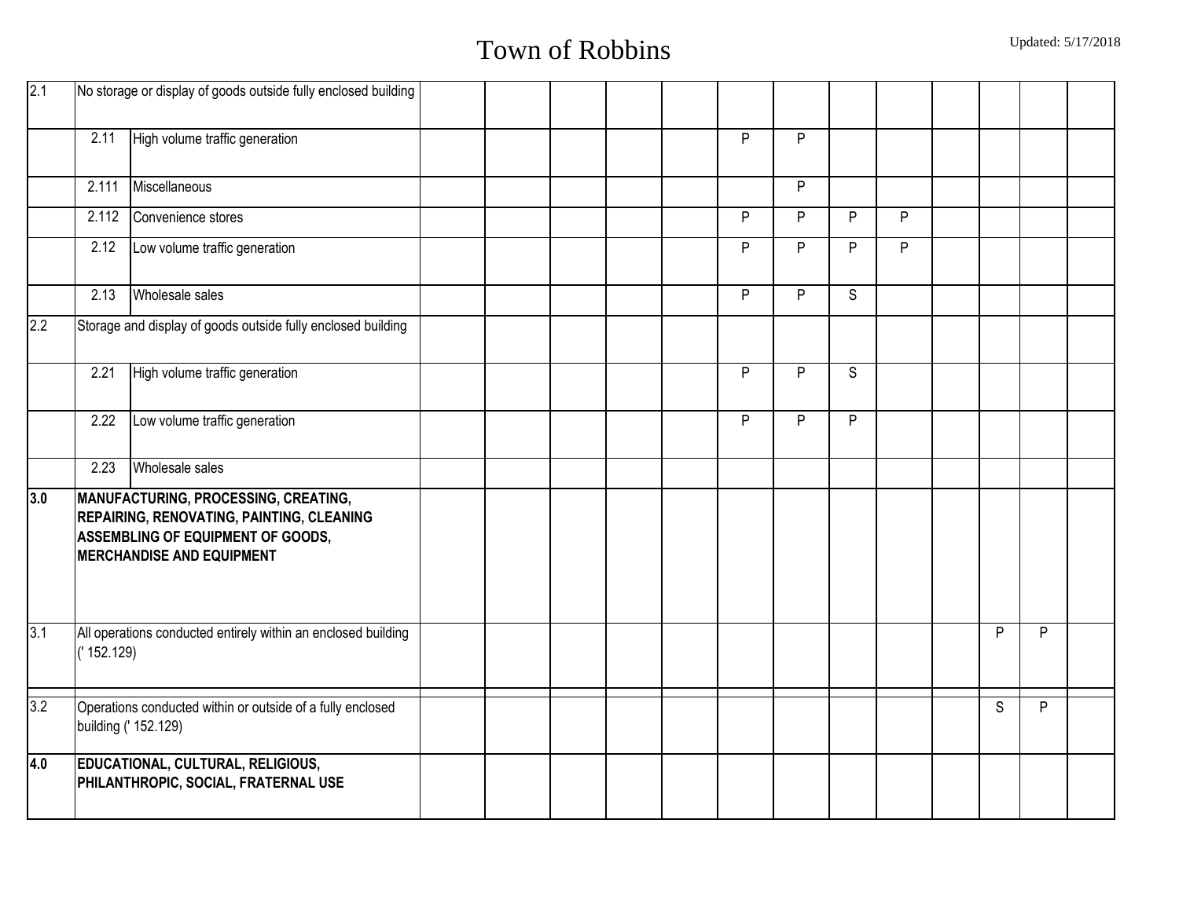| 2.1 | No storage or display of goods outside fully enclosed building | | | | | | | | | | | | | | |
|---|---|---|---|---|---|---|---|---|---|---|---|---|---|---|---|
| | 2.11 | High volume traffic generation | | | | | | P | P | | | | | | |
| | 2.111 | Miscellaneous | | | | | | | P | | | | | | |
| | 2.112 | Convenience stores | | | | | | P | P | P | P | | | | |
| | 2.12 | Low volume traffic generation | | | | | | P | P | P | P | | | | |
| | 2.13 | Wholesale sales | | | | | | P | P | S | | | | | |
| 2.2 | Storage and display of goods outside fully enclosed building | | | | | | | | | | | | | | |
| | 2.21 | High volume traffic generation | | | | | | P | P | S | | | | | |
| | 2.22 | Low volume traffic generation | | | | | | P | P | P | | | | | |
| | 2.23 | Wholesale sales | | | | | | | | | | | | | |
| **3.0** | **MANUFACTURING, PROCESSING, CREATING, REPAIRING, RENOVATING, PAINTING, CLEANING ASSEMBLING OF EQUIPMENT OF GOODS, MERCHANDISE AND EQUIPMENT** | | | | | | | | | | | | | | |
| 3.1 | All operations conducted entirely within an enclosed building (' 152.129) | | | | | | | | | | | | P | P | |
| 3.2 | Operations conducted within or outside of a fully enclosed building (' 152.129) | | | | | | | | | | | | S | P | |
| **4.0** | **EDUCATIONAL, CULTURAL, RELIGIOUS, PHILANTHROPIC, SOCIAL, FRATERNAL USE** | | | | | | | | | | | | | | |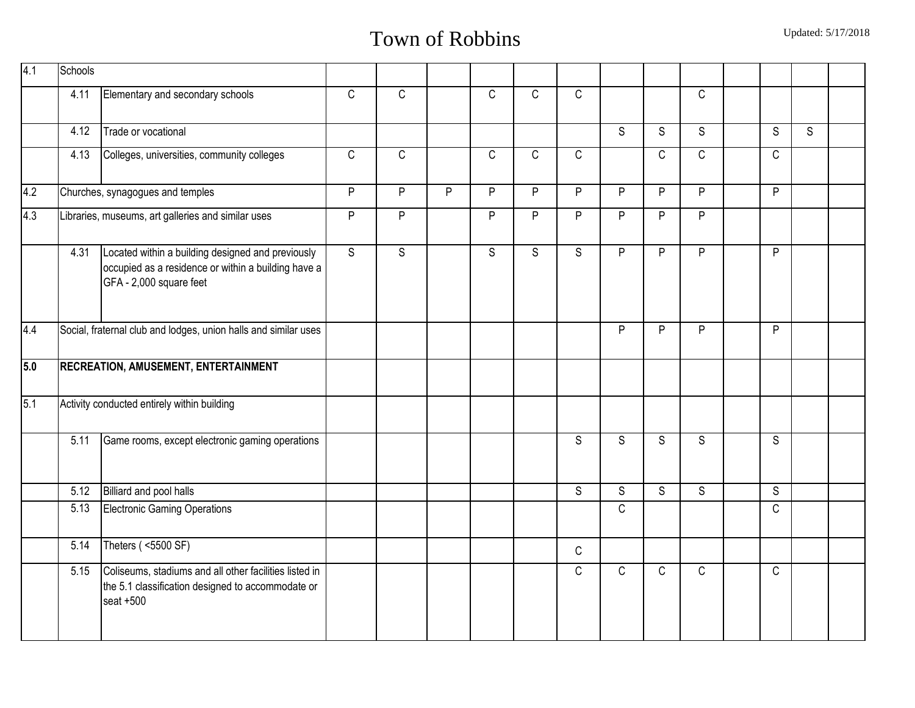| 4.1 | Schools | | | | | | | | | | | | | | |
|---|---|---|---|---|---|---|---|---|---|---|---|---|---|---|---|
| | 4.11 | Elementary and secondary schools | C | C | | C | C | C | | | C | | | | |
| | 4.12 | Trade or vocational | | | | | | | S | S | S | | S | S | |
| | 4.13 | Colleges, universities, community colleges | C | C | | C | C | C | | C | C | | C | | |
| 4.2 | Churches, synagogues and temples | | P | P | P | P | P | P | P | P | P | | P | | |
| 4.3 | Libraries, museums, art galleries and similar uses | | P | P | | P | P | P | P | P | P | | | | |
| | 4.31 | Located within a building designed and previously occupied as a residence or within a building have a GFA - 2,000 square feet | S | S | | S | S | S | P | P | P | | P | | |
| 4.4 | Social, fraternal club and lodges, union halls and similar uses | | | | | | | | P | P | P | | P | | |
| **5.0** | **RECREATION, AMUSEMENT, ENTERTAINMENT** | | | | | | | | | | | | | | |
| 5.1 | Activity conducted entirely within building | | | | | | | | | | | | | | |
| | 5.11 | Game rooms, except electronic gaming operations | | | | | | S | S | S | S | | S | | |
| | 5.12 | Billiard and pool halls | | | | | | S | S | S | S | | S | | |
| | 5.13 | Electronic Gaming Operations | | | | | | | C | | | | C | | |
| | 5.14 | Theters ( <5500 SF) | | | | | | C | | | | | | | |
| | 5.15 | Coliseums, stadiums and all other facilities listed in the 5.1 classification designed to accommodate or seat +500 | | | | | | C | C | C | C | | C | | |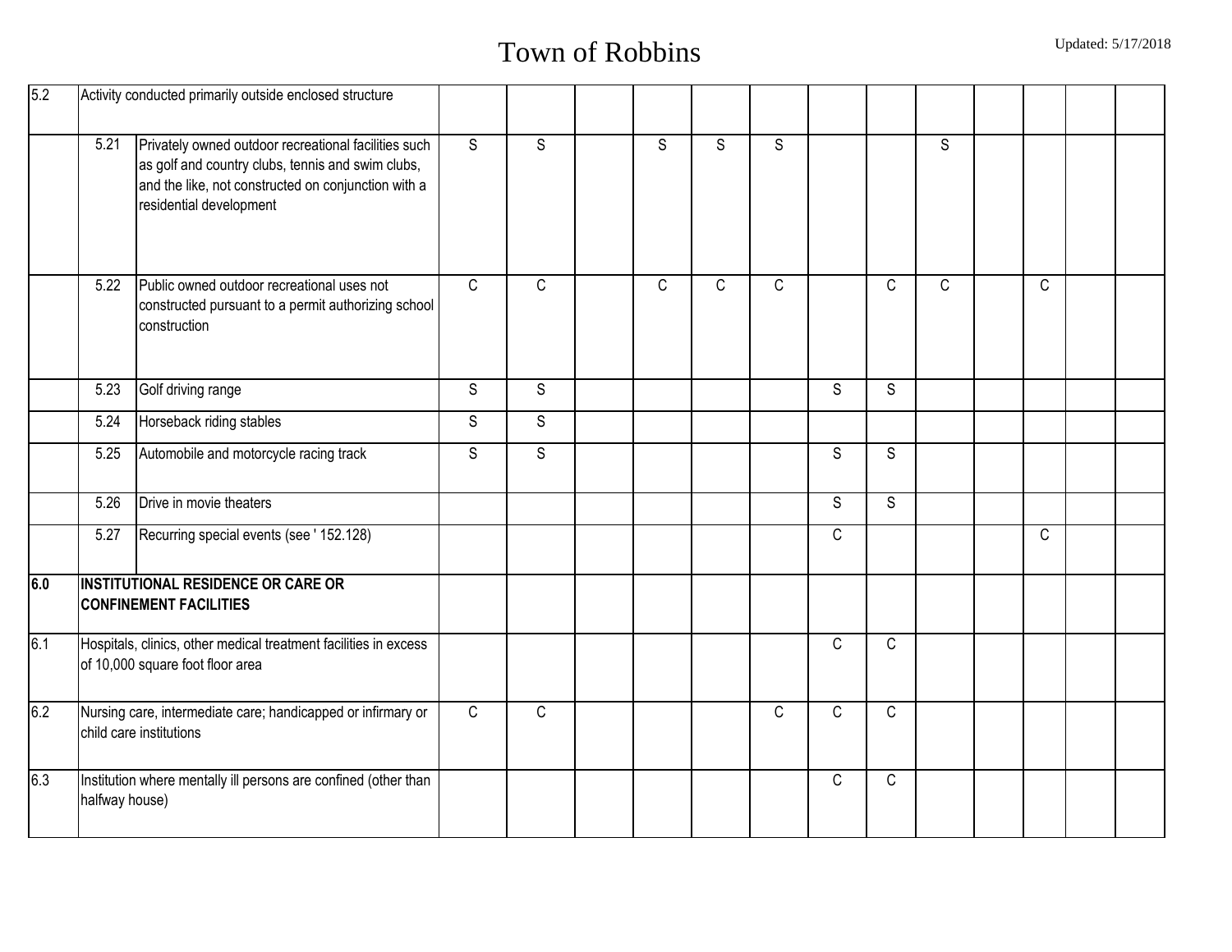| | | | | | | | | | | | | | | | |
|---|---|---|---|---|---|---|---|---|---|---|---|---|---|---|---|
| 5.2 | Activity conducted primarily outside enclosed structure | | | | | | | | | | | | | | |
| | 5.21 | Privately owned outdoor recreational facilities such as golf and country clubs, tennis and swim clubs, and the like, not constructed on conjunction with a residential development | S | S | | S | S | S | | | S | | | | |
| | 5.22 | Public owned outdoor recreational uses not constructed pursuant to a permit authorizing school construction | C | C | | C | C | C | | C | C | | C | | |
| | 5.23 | Golf driving range | S | S | | | | | S | S | | | | | |
| | 5.24 | Horseback riding stables | S | S | | | | | | | | | | | |
| | 5.25 | Automobile and motorcycle racing track | S | S | | | | | S | S | | | | | |
| | 5.26 | Drive in movie theaters | | | | | | | S | S | | | | | |
| | 5.27 | Recurring special events (see ' 152.128) | | | | | | | C | | | | C | | |
| **6.0** | **INSTITUTIONAL RESIDENCE OR CARE OR CONFINEMENT FACILITIES** | | | | | | | | | | | | | | |
| 6.1 | Hospitals, clinics, other medical treatment facilities in excess of 10,000 square foot floor area | | | | | | | | C | C | | | | | |
| 6.2 | Nursing care, intermediate care; handicapped or infirmary or child care institutions | | C | C | | | | C | C | C | | | | | |
| 6.3 | Institution where mentally ill persons are confined (other than halfway house) | | | | | | | | C | C | | | | | |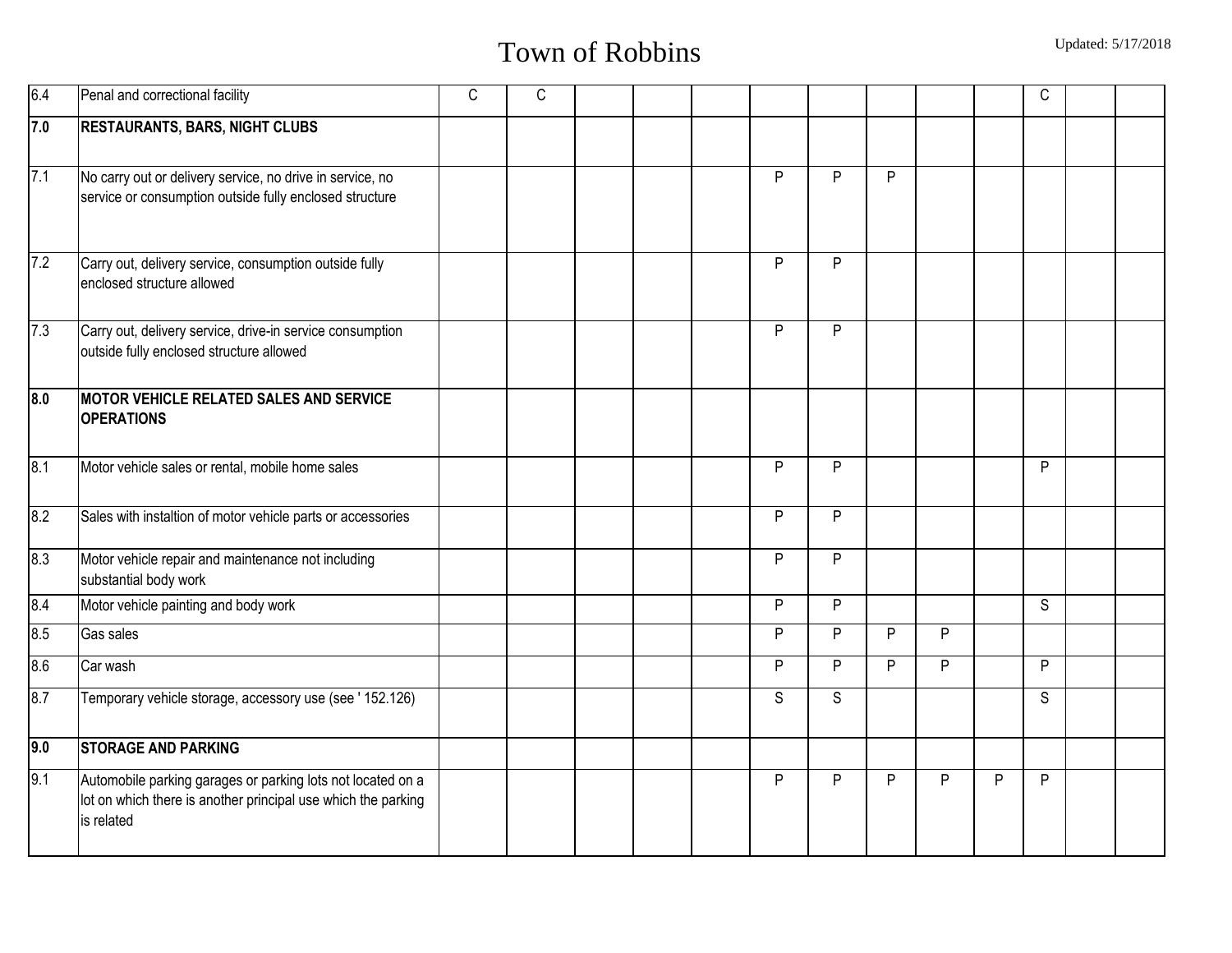| | | | | | | | | | | | | | | |
|---|---|---|---|---|---|---|---|---|---|---|---|---|---|---|
| 6.4 | Penal and correctional facility | C | C | | | | | | | | | C | | |
| **7.0** | **RESTAURANTS, BARS, NIGHT CLUBS** | | | | | | | | | | | | | |
| 7.1 | No carry out or delivery service, no drive in service, no service or consumption outside fully enclosed structure | | | | | | P | P | P | | | | | |
| 7.2 | Carry out, delivery service, consumption outside fully enclosed structure allowed | | | | | | P | P | | | | | | |
| 7.3 | Carry out, delivery service, drive-in service consumption outside fully enclosed structure allowed | | | | | | P | P | | | | | | |
| **8.0** | **MOTOR VEHICLE RELATED SALES AND SERVICE OPERATIONS** | | | | | | | | | | | | | |
| 8.1 | Motor vehicle sales or rental, mobile home sales | | | | | | P | P | | | | P | | |
| 8.2 | Sales with instaltion of motor vehicle parts or accessories | | | | | | P | P | | | | | | |
| 8.3 | Motor vehicle repair and maintenance not including substantial body work | | | | | | P | P | | | | | | |
| 8.4 | Motor vehicle painting and body work | | | | | | P | P | | | | S | | |
| 8.5 | Gas sales | | | | | | P | P | P | P | | | | |
| 8.6 | Car wash | | | | | | P | P | P | P | | P | | |
| 8.7 | Temporary vehicle storage, accessory use (see ' 152.126) | | | | | | S | S | | | | S | | |
| **9.0** | **STORAGE AND PARKING** | | | | | | | | | | | | | |
| 9.1 | Automobile parking garages or parking lots not located on a lot on which there is another principal use which the parking is related | | | | | | P | P | P | P | P | P | | |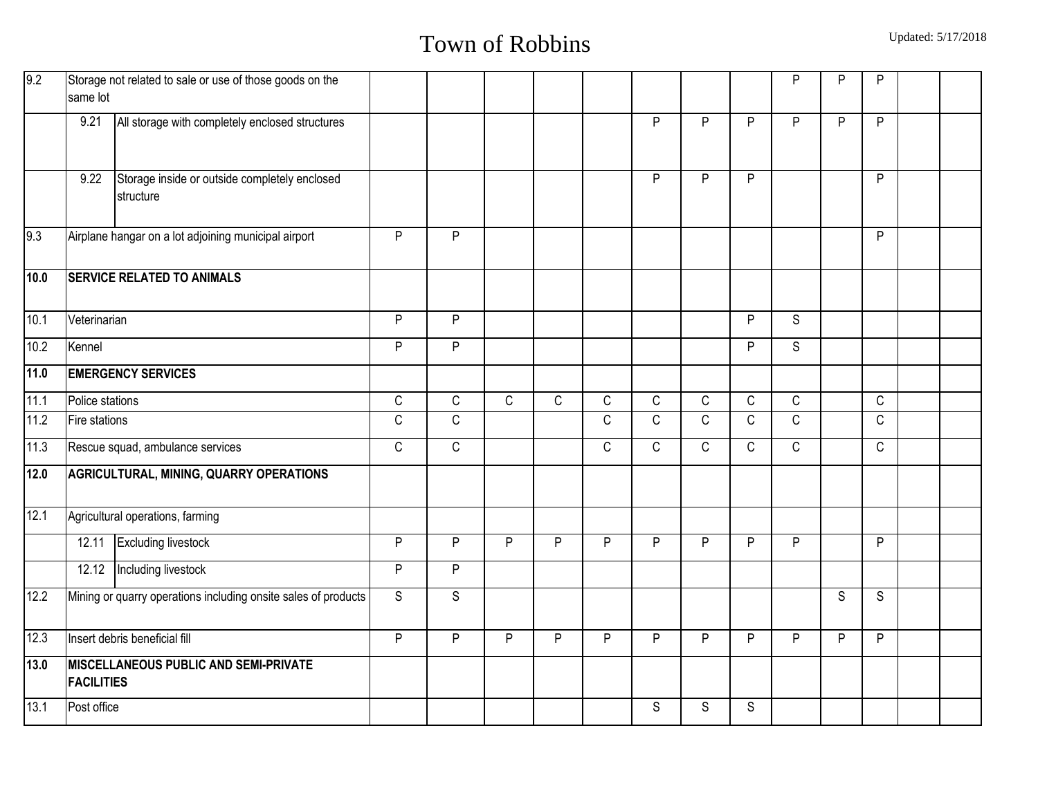| | | | | | | | | | | | | | | | |
|---|---|---|---|---|---|---|---|---|---|---|---|---|---|---|---|
| 9.2 | Storage not related to sale or use of those goods on the same lot | | | | | | | | | | P | P | P | | |
| | 9.21 | All storage with completely enclosed structures | | | | | | P | P | P | P | P | P | | |
| | 9.22 | Storage inside or outside completely enclosed structure | | | | | | P | P | P | | | P | | |
| 9.3 | Airplane hangar on a lot adjoining municipal airport | | P | P | | | | | | | | | P | | |
| **10.0** | **SERVICE RELATED TO ANIMALS** | | | | | | | | | | | | | | |
| 10.1 | Veterinarian | | P | P | | | | | | P | S | | | | |
| 10.2 | Kennel | | P | P | | | | | | P | S | | | | |
| **11.0** | **EMERGENCY SERVICES** | | | | | | | | | | | | | | |
| 11.1 | Police stations | | C | C | C | C | C | C | C | C | C | | C | | |
| 11.2 | Fire stations | | C | C | | | C | C | C | C | C | | C | | |
| 11.3 | Rescue squad, ambulance services | | C | C | | | C | C | C | C | C | | C | | |
| **12.0** | **AGRICULTURAL, MINING, QUARRY OPERATIONS** | | | | | | | | | | | | | | |
| 12.1 | Agricultural operations, farming | | | | | | | | | | | | | | |
| | 12.11 | Excluding livestock | P | P | P | P | P | P | P | P | P | | P | | |
| | 12.12 | Including livestock | P | P | | | | | | | | | | | |
| 12.2 | Mining or quarry operations including onsite sales of products | | S | S | | | | | | | | S | S | | |
| 12.3 | Insert debris beneficial fill | | P | P | P | P | P | P | P | P | P | P | P | | |
| **13.0** | **MISCELLANEOUS PUBLIC AND SEMI-PRIVATE FACILITIES** | | | | | | | | | | | | | | |
| 13.1 | Post office | | | | | | | S | S | S | | | | | |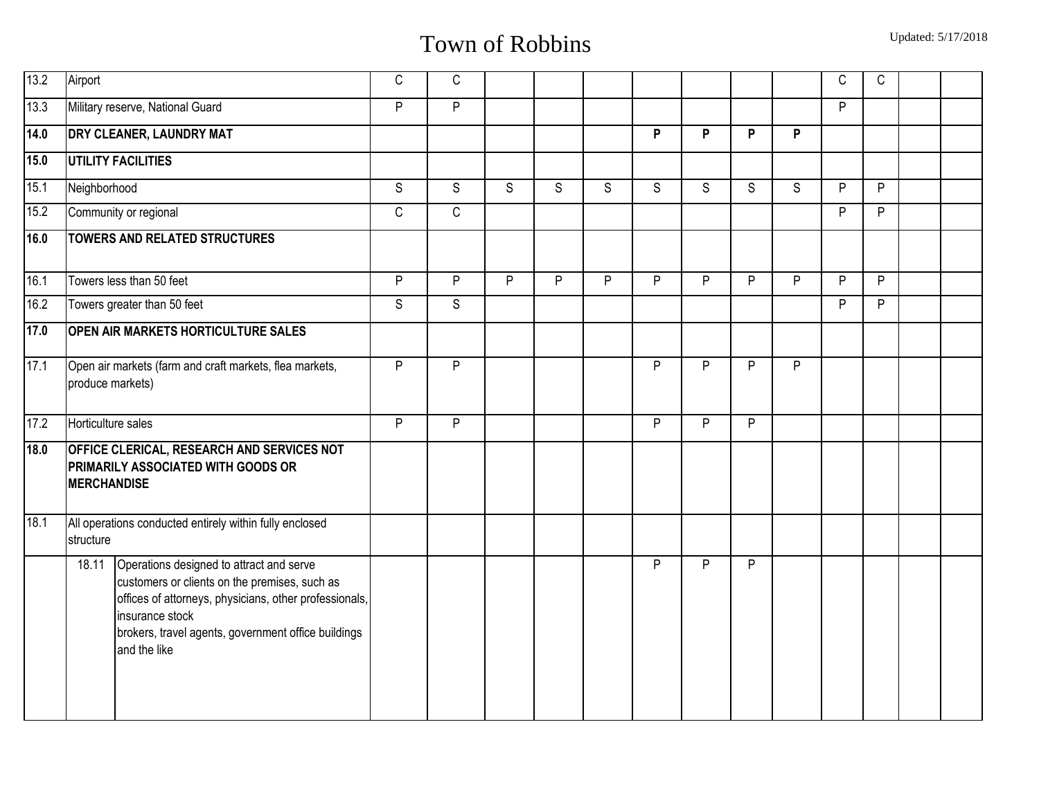| | | | | | | | | | | | | | | |
|---|---|---|---|---|---|---|---|---|---|---|---|---|---|---|
| 13.2 | Airport | C | C | | | | | | | | C | C | | |
| 13.3 | Military reserve, National Guard | P | P | | | | | | | | P | | | |
| **14.0** | **DRY CLEANER, LAUNDRY MAT** | | | | | | **P** | **P** | **P** | **P** | | | | |
| **15.0** | **UTILITY FACILITIES** | | | | | | | | | | | | | |
| 15.1 | Neighborhood | S | S | S | S | S | S | S | S | S | P | P | | |
| 15.2 | Community or regional | C | C | | | | | | | | P | P | | |
| **16.0** | **TOWERS AND RELATED STRUCTURES** | | | | | | | | | | | | | |
| 16.1 | Towers less than 50 feet | P | P | P | P | P | P | P | P | P | P | P | | |
| 16.2 | Towers greater than 50 feet | S | S | | | | | | | | P | P | | |
| **17.0** | **OPEN AIR MARKETS HORTICULTURE SALES** | | | | | | | | | | | | | |
| 17.1 | Open air markets (farm and craft markets, flea markets, produce markets) | P | P | | | | P | P | P | P | | | | |
| 17.2 | Horticulture sales | P | P | | | | P | P | P | | | | | |
| **18.0** | **OFFICE CLERICAL, RESEARCH AND SERVICES NOT PRIMARILY ASSOCIATED WITH GOODS OR MERCHANDISE** | | | | | | | | | | | | | |
| 18.1 | All operations conducted entirely within fully enclosed structure | | | | | | | | | | | | | |
| 18.11 | Operations designed to attract and serve customers or clients on the premises, such as offices of attorneys, physicians, other professionals, insurance stock brokers, travel agents, government office buildings and the like | | | | | | P | P | P | | | | | |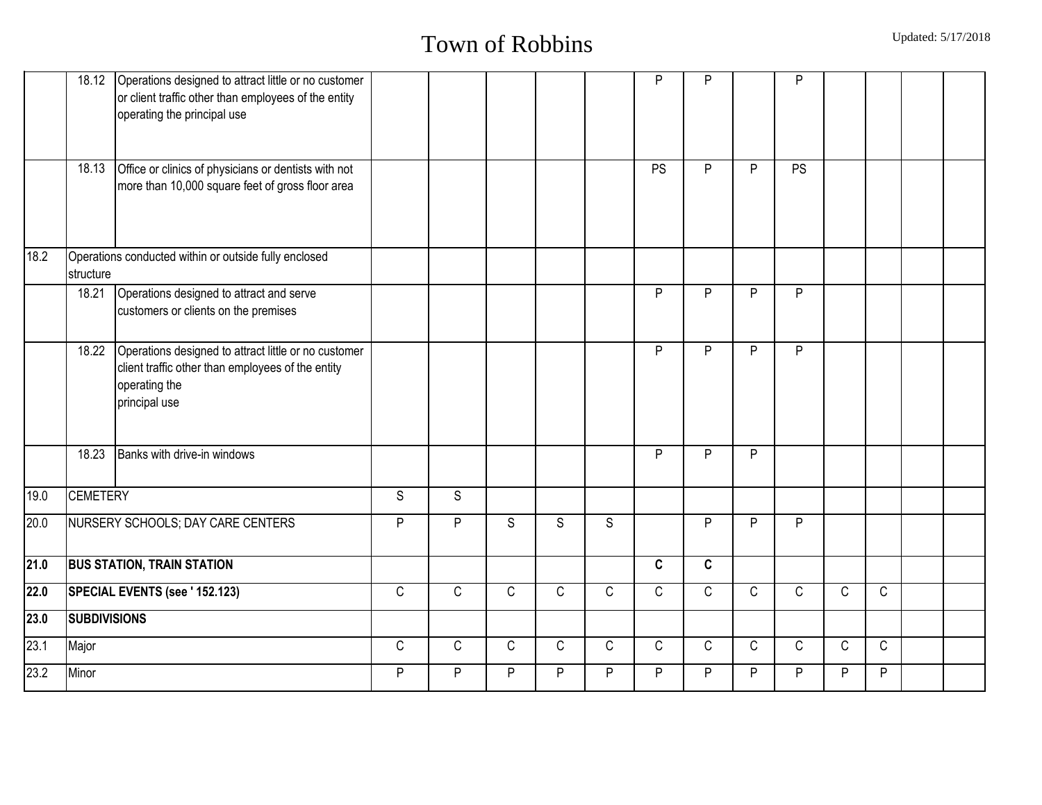| | | | | | | | | | | | | | | | |
|---|---|---|---|---|---|---|---|---|---|---|---|---|---|---|---|
| | 18.12 | Operations designed to attract little or no customer or client traffic other than employees of the entity operating the principal use | | | | | | P | P | | P | | | | |
| | 18.13 | Office or clinics of physicians or dentists with not more than 10,000 square feet of gross floor area | | | | | | PS | P | P | PS | | | | |
| 18.2 | Operations conducted within or outside fully enclosed structure | | | | | | | | | | | | | | |
| | 18.21 | Operations designed to attract and serve customers or clients on the premises | | | | | | P | P | P | P | | | | |
| | 18.22 | Operations designed to attract little or no customer client traffic other than employees of the entity operating the principal use | | | | | | P | P | P | P | | | | |
| | 18.23 | Banks with drive-in windows | | | | | | P | P | P | | | | | |
| 19.0 | CEMETERY | | S | S | | | | | | | | | | | |
| 20.0 | NURSERY SCHOOLS; DAY CARE CENTERS | | P | P | S | S | S | | P | P | P | | | | |
| **21.0** | **BUS STATION, TRAIN STATION** | | | | | | | **C** | **C** | | | | | | |
| **22.0** | **SPECIAL EVENTS (see ' 152.123)** | | C | C | C | C | C | C | C | C | C | C | C | | |
| **23.0** | **SUBDIVISIONS** | | | | | | | | | | | | | | |
| 23.1 | Major | | C | C | C | C | C | C | C | C | C | C | C | | |
| 23.2 | Minor | | P | P | P | P | P | P | P | P | P | P | P | | |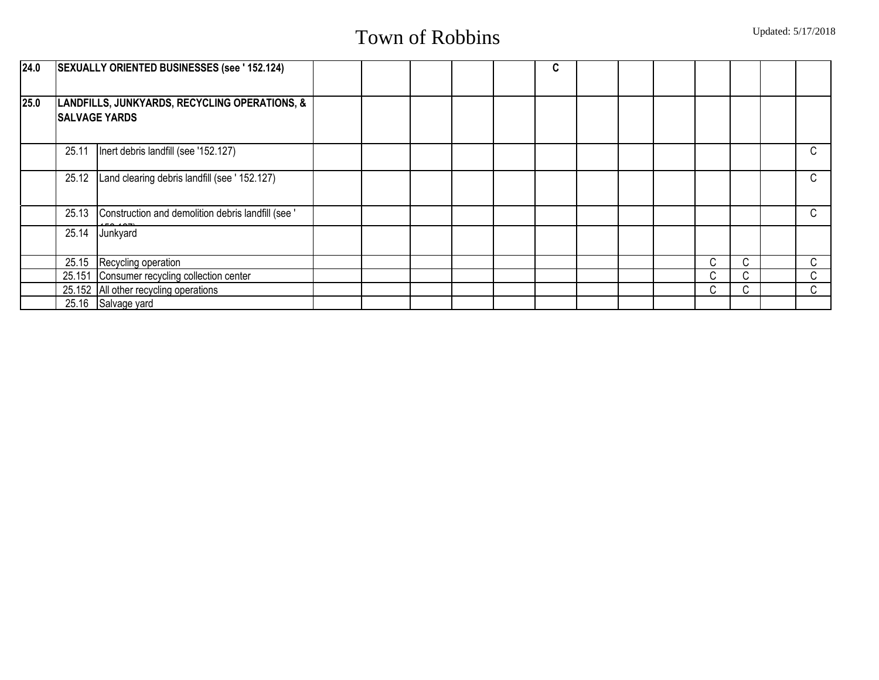| | | | | | | | | | | | | | | | |
|---|---|---|---|---|---|---|---|---|---|---|---|---|---|---|---|
| **24.0** | **SEXUALLY ORIENTED BUSINESSES (see ' 152.124)** | | | | | | | C | | | | | | | |
| **25.0** | **LANDFILLS, JUNKYARDS, RECYCLING OPERATIONS, & SALVAGE YARDS** | | | | | | | | | | | | | | |
| | 25.11 | Inert debris landfill (see '152.127) | | | | | | | | | | | | | C |
| | 25.12 | Land clearing debris landfill (see ' 152.127) | | | | | | | | | | | | | C |
| | 25.13 | Construction and demolition debris landfill (see ' 152.127) | | | | | | | | | | | | | C |
| | 25.14 | Junkyard | | | | | | | | | | | | | |
| | 25.15 | Recycling operation | | | | | | | | | | C | C | | C |
| | 25.151 | Consumer recycling collection center | | | | | | | | | | C | C | | C |
| | 25.152 | All other recycling operations | | | | | | | | | | C | C | | C |
| | 25.16 | Salvage yard | | | | | | | | | | | | | |